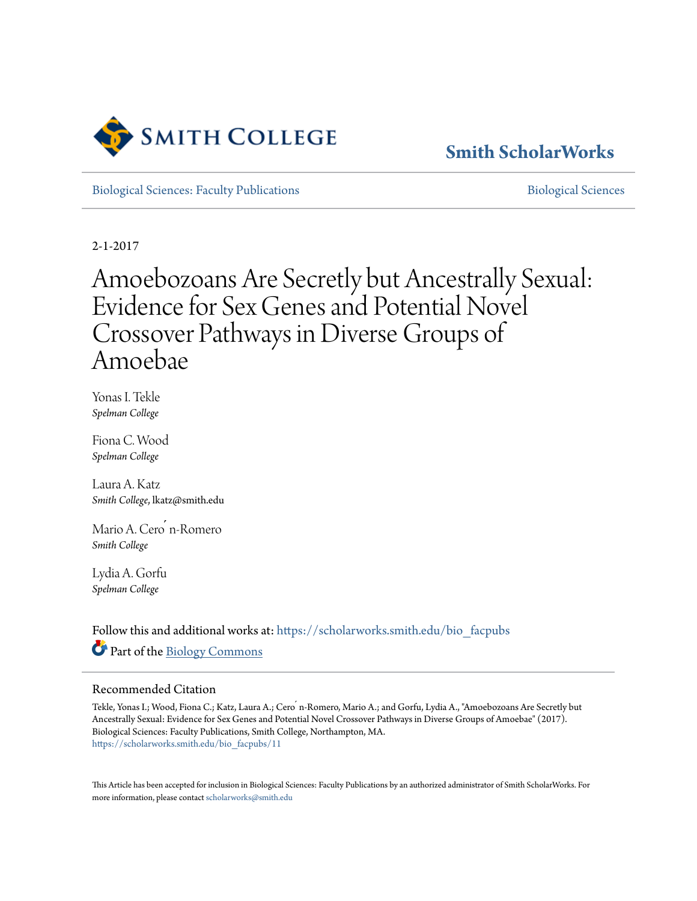Smith College

Smith ScholarWorks

Biological Sciences: Faculty Publications | Biological Sciences

2-1-2017

# Amoebozoans Are Secretly but Ancestrally Sexual: Evidence for Sex Genes and Potential Novel Crossover Pathways in Diverse Groups of Amoebae

Yonas I. Tekle
*Spelman College*

Fiona C. Wood
*Spelman College*

Laura A. Katz
*Smith College*, lkatz@smith.edu

Mario A. Cero´n-Romero
*Smith College*

Lydia A. Gorfu
*Spelman College*

Follow this and additional works at: https://scholarworks.smith.edu/bio_facpubs

Part of the Biology Commons

## Recommended Citation

Tekle, Yonas I.; Wood, Fiona C.; Katz, Laura A.; Cero´n-Romero, Mario A.; and Gorfu, Lydia A., "Amoebozoans Are Secretly but Ancestrally Sexual: Evidence for Sex Genes and Potential Novel Crossover Pathways in Diverse Groups of Amoebae" (2017). Biological Sciences: Faculty Publications, Smith College, Northampton, MA.
https://scholarworks.smith.edu/bio_facpubs/11

This Article has been accepted for inclusion in Biological Sciences: Faculty Publications by an authorized administrator of Smith ScholarWorks. For more information, please contact scholarworks@smith.edu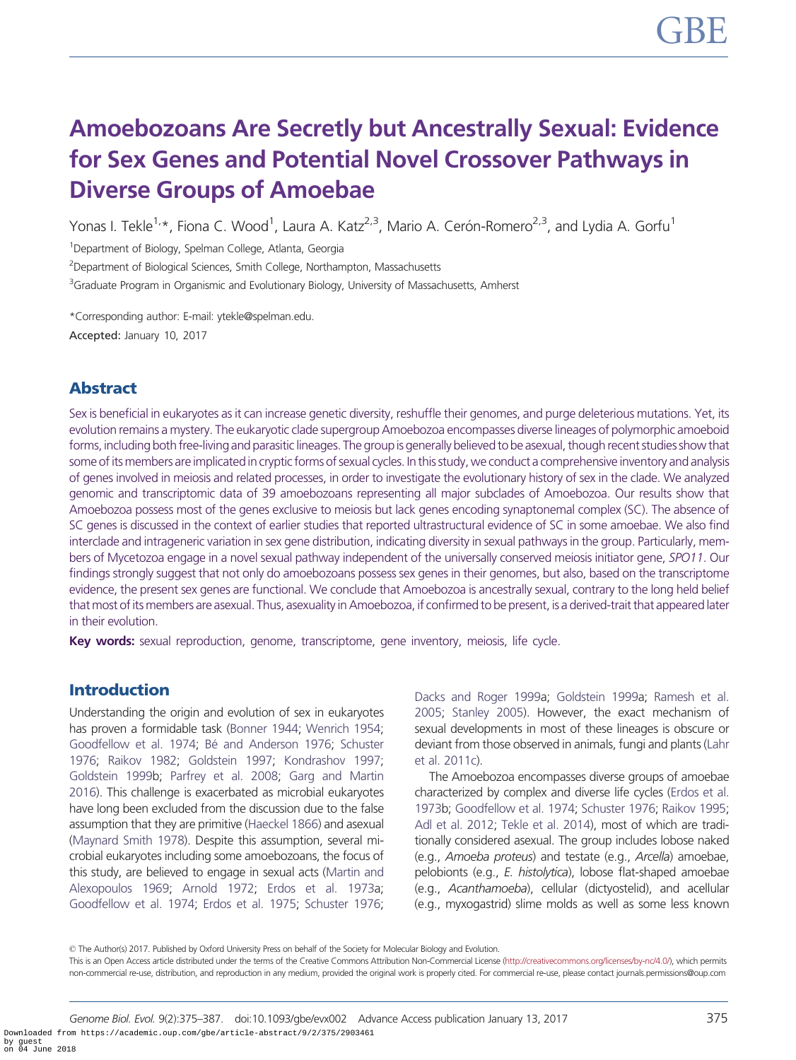# Amoebozoans Are Secretly but Ancestrally Sexual: Evidence for Sex Genes and Potential Novel Crossover Pathways in Diverse Groups of Amoebae

Yonas I. Tekle[1,*], Fiona C. Wood[1], Laura A. Katz[2,3], Mario A. Cerón-Romero[2,3], and Lydia A. Gorfu[1]

[1]Department of Biology, Spelman College, Atlanta, Georgia

[2]Department of Biological Sciences, Smith College, Northampton, Massachusetts

[3]Graduate Program in Organismic and Evolutionary Biology, University of Massachusetts, Amherst

*Corresponding author: E-mail: ytekle@spelman.edu.

**Accepted:** January 10, 2017

## Abstract

Sex is beneficial in eukaryotes as it can increase genetic diversity, reshuffle their genomes, and purge deleterious mutations. Yet, its evolution remains a mystery. The eukaryotic clade supergroup Amoebozoa encompasses diverse lineages of polymorphic amoeboid forms, including both free-living and parasitic lineages. The group is generally believed to be asexual, though recent studies show that some of its members are implicated in cryptic forms of sexual cycles. In this study, we conduct a comprehensive inventory and analysis of genes involved in meiosis and related processes, in order to investigate the evolutionary history of sex in the clade. We analyzed genomic and transcriptomic data of 39 amoebozoans representing all major subclades of Amoebozoa. Our results show that Amoebozoa possess most of the genes exclusive to meiosis but lack genes encoding synaptonemal complex (SC). The absence of SC genes is discussed in the context of earlier studies that reported ultrastructural evidence of SC in some amoebae. We also find interclade and intrageneric variation in sex gene distribution, indicating diversity in sexual pathways in the group. Particularly, members of Mycetozoa engage in a novel sexual pathway independent of the universally conserved meiosis initiator gene, *SPO11*. Our findings strongly suggest that not only do amoebozoans possess sex genes in their genomes, but also, based on the transcriptome evidence, the present sex genes are functional. We conclude that Amoebozoa is ancestrally sexual, contrary to the long held belief that most of its members are asexual. Thus, asexuality in Amoebozoa, if confirmed to be present, is a derived-trait that appeared later in their evolution.

**Key words:** sexual reproduction, genome, transcriptome, gene inventory, meiosis, life cycle.

## Introduction

Understanding the origin and evolution of sex in eukaryotes has proven a formidable task (Bonner 1944; Wenrich 1954; Goodfellow et al. 1974; Bé and Anderson 1976; Schuster 1976; Raikov 1982; Goldstein 1997; Kondrashov 1997; Goldstein 1999b; Parfrey et al. 2008; Garg and Martin 2016). This challenge is exacerbated as microbial eukaryotes have long been excluded from the discussion due to the false assumption that they are primitive (Haeckel 1866) and asexual (Maynard Smith 1978). Despite this assumption, several microbial eukaryotes including some amoebozoans, the focus of this study, are believed to engage in sexual acts (Martin and Alexopoulos 1969; Arnold 1972; Erdos et al. 1973a; Goodfellow et al. 1974; Erdos et al. 1975; Schuster 1976; Dacks and Roger 1999a; Goldstein 1999a; Ramesh et al. 2005; Stanley 2005). However, the exact mechanism of sexual developments in most of these lineages is obscure or deviant from those observed in animals, fungi and plants (Lahr et al. 2011c).

The Amoebozoa encompasses diverse groups of amoebae characterized by complex and diverse life cycles (Erdos et al. 1973b; Goodfellow et al. 1974; Schuster 1976; Raikov 1995; Adl et al. 2012; Tekle et al. 2014), most of which are traditionally considered asexual. The group includes lobose naked (e.g., *Amoeba proteus*) and testate (e.g., *Arcella*) amoebae, pelobionts (e.g., *E. histolytica*), lobose flat-shaped amoebae (e.g., *Acanthamoeba*), cellular (dictyostelid), and acellular (e.g., myxogastrid) slime molds as well as some less known

© The Author(s) 2017. Published by Oxford University Press on behalf of the Society for Molecular Biology and Evolution.
This is an Open Access article distributed under the terms of the Creative Commons Attribution Non-Commercial License (http://creativecommons.org/licenses/by-nc/4.0/), which permits non-commercial re-use, distribution, and reproduction in any medium, provided the original work is properly cited. For commercial re-use, please contact journals.permissions@oup.com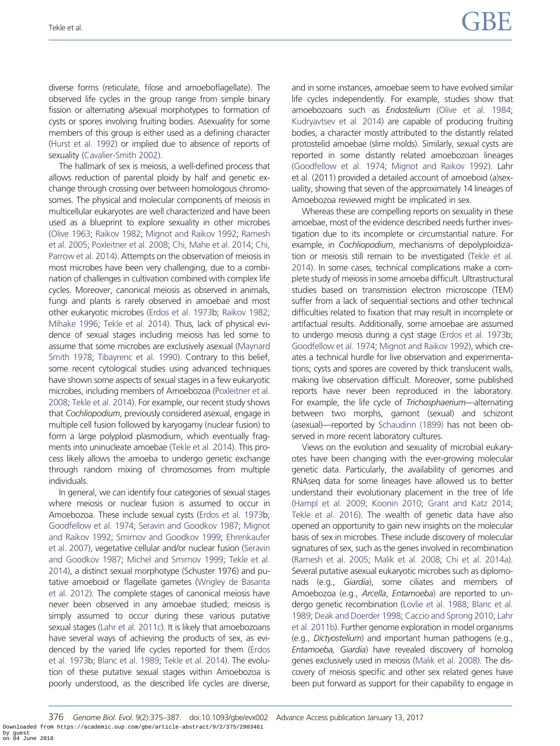diverse forms (reticulate, filose and amoeboflagellate). The observed life cycles in the group range from simple binary fission or alternating a/sexual morphotypes to formation of cysts or spores involving fruiting bodies. Asexuality for some members of this group is either used as a defining character (Hurst et al. 1992) or implied due to absence of reports of sexuality (Cavalier-Smith 2002).

The hallmark of sex is meiosis, a well-defined process that allows reduction of parental ploidy by half and genetic exchange through crossing over between homologous chromosomes. The physical and molecular components of meiosis in multicellular eukaryotes are well characterized and have been used as a blueprint to explore sexuality in other microbes (Olive 1963; Raikov 1982; Mignot and Raikov 1992; Ramesh et al. 2005; Poxleitner et al. 2008; Chi, Mahe et al. 2014; Chi, Parrow et al. 2014). Attempts on the observation of meiosis in most microbes have been very challenging, due to a combination of challenges in cultivation combined with complex life cycles. Moreover, canonical meiosis as observed in animals, fungi and plants is rarely observed in amoebae and most other eukaryotic microbes (Erdos et al. 1973b; Raikov 1982; Mihake 1996; Tekle et al. 2014). Thus, lack of physical evidence of sexual stages including meiosis has led some to assume that some microbes are exclusively asexual (Maynard Smith 1978; Tibayrenc et al. 1990). Contrary to this belief, some recent cytological studies using advanced techniques have shown some aspects of sexual stages in a few eukaryotic microbes, including members of Amoebozoa (Poxleitner et al. 2008; Tekle et al. 2014). For example, our recent study shows that *Cochliopodium*, previously considered asexual, engage in multiple cell fusion followed by karyogamy (nuclear fusion) to form a large polyploid plasmodium, which eventually fragments into uninucleate amoebae (Tekle et al. 2014). This process likely allows the amoeba to undergo genetic exchange through random mixing of chromosomes from multiple individuals.

In general, we can identify four categories of sexual stages where meiosis or nuclear fusion is assumed to occur in Amoebozoa. These include sexual cysts (Erdos et al. 1973b; Goodfellow et al. 1974; Seravin and Goodkov 1987; Mignot and Raikov 1992; Smirnov and Goodkov 1999; Ehrenkaufer et al. 2007), vegetative cellular and/or nuclear fusion (Seravin and Goodkov 1987; Michel and Smirnov 1999; Tekle et al. 2014), a distinct sexual morphotype (Schuster 1976) and putative amoeboid or flagellate gametes (Wrigley de Basanta et al. 2012). The complete stages of canonical meiosis have never been observed in any amoebae studied; meiosis is simply assumed to occur during these various putative sexual stages (Lahr et al. 2011c). It is likely that amoebozoans have several ways of achieving the products of sex, as evidenced by the varied life cycles reported for them (Erdos et al. 1973b; Blanc et al. 1989; Tekle et al. 2014). The evolution of these putative sexual stages within Amoebozoa is poorly understood, as the described life cycles are diverse, and in some instances, amoebae seem to have evolved similar life cycles independently. For example, studies show that amoebozoans such as *Endostelium* (Olive et al. 1984; Kudryavtsev et al. 2014) are capable of producing fruiting bodies, a character mostly attributed to the distantly related protostelid amoebae (slime molds). Similarly, sexual cysts are reported in some distantly related amoebozoan lineages (Goodfellow et al. 1974; Mignot and Raikov 1992). Lahr et al. (2011) provided a detailed account of amoeboid (a)sexuality, showing that seven of the approximately 14 lineages of Amoebozoa reviewed might be implicated in sex.

Whereas these are compelling reports on sexuality in these amoebae, most of the evidence described needs further investigation due to its incomplete or circumstantial nature. For example, in *Cochliopodium*, mechanisms of depolyploidization or meiosis still remain to be investigated (Tekle et al. 2014). In some cases, technical complications make a complete study of meiosis in some amoeba difficult. Ultrastructural studies based on transmission electron microscope (TEM) suffer from a lack of sequential sections and other technical difficulties related to fixation that may result in incomplete or artifactual results. Additionally, some amoebae are assumed to undergo meiosis during a cyst stage (Erdos et al. 1973b; Goodfellow et al. 1974; Mignot and Raikov 1992), which creates a technical hurdle for live observation and experimentations; cysts and spores are covered by thick translucent walls, making live observation difficult. Moreover, some published reports have never been reproduced in the laboratory. For example, the life cycle of *Trichosphaerium*—alternating between two morphs, gamont (sexual) and schizont (asexual)—reported by Schaudinn (1899) has not been observed in more recent laboratory cultures.

Views on the evolution and sexuality of microbial eukaryotes have been changing with the ever-growing molecular genetic data. Particularly, the availability of genomes and RNAseq data for some lineages have allowed us to better understand their evolutionary placement in the tree of life (Hampl et al. 2009; Koonin 2010; Grant and Katz 2014; Tekle et al. 2016). The wealth of genetic data have also opened an opportunity to gain new insights on the molecular basis of sex in microbes. These include discovery of molecular signatures of sex, such as the genes involved in recombination (Ramesh et al. 2005; Malik et al. 2008; Chi et al. 2014a). Several putative asexual eukaryotic microbes such as diplomonads (e.g., *Giardia*), some ciliates and members of Amoebozoa (e.g., *Arcella*, *Entamoeba*) are reported to undergo genetic recombination (Lovlie et al. 1988; Blanc et al. 1989; Deak and Doerder 1998; Caccio and Sprong 2010; Lahr et al. 2011b). Further genome exploration in model organisms (e.g., *Dictyostelium*) and important human pathogens (e.g., *Entamoeba, Giardia*) have revealed discovery of homolog genes exclusively used in meiosis (Malik et al. 2008). The discovery of meiosis specific and other sex related genes have been put forward as support for their capability to engage in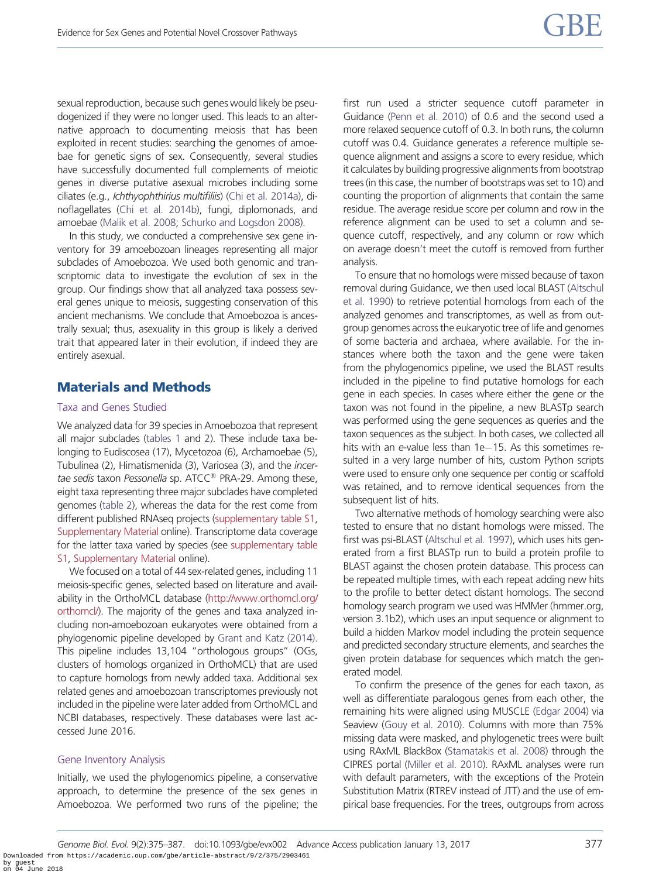sexual reproduction, because such genes would likely be pseudogenized if they were no longer used. This leads to an alternative approach to documenting meiosis that has been exploited in recent studies: searching the genomes of amoebae for genetic signs of sex. Consequently, several studies have successfully documented full complements of meiotic genes in diverse putative asexual microbes including some ciliates (e.g., *Ichthyophthirius multifiliis*) (Chi et al. 2014a), dinoflagellates (Chi et al. 2014b), fungi, diplomonads, and amoebae (Malik et al. 2008; Schurko and Logsdon 2008).

In this study, we conducted a comprehensive sex gene inventory for 39 amoebozoan lineages representing all major subclades of Amoebozoa. We used both genomic and transcriptomic data to investigate the evolution of sex in the group. Our findings show that all analyzed taxa possess several genes unique to meiosis, suggesting conservation of this ancient mechanisms. We conclude that Amoebozoa is ancestrally sexual; thus, asexuality in this group is likely a derived trait that appeared later in their evolution, if indeed they are entirely asexual.

## Materials and Methods

### Taxa and Genes Studied

We analyzed data for 39 species in Amoebozoa that represent all major subclades (tables 1 and 2). These include taxa belonging to Eudiscosea (17), Mycetozoa (6), Archamoebae (5), Tubulinea (2), Himatismenida (3), Variosea (3), and the *incertae sedis* taxon *Pessonella* sp. ATCC® PRA-29. Among these, eight taxa representing three major subclades have completed genomes (table 2), whereas the data for the rest come from different published RNAseq projects (supplementary table S1, Supplementary Material online). Transcriptome data coverage for the latter taxa varied by species (see supplementary table S1, Supplementary Material online).

We focused on a total of 44 sex-related genes, including 11 meiosis-specific genes, selected based on literature and availability in the OrthoMCL database (http://www.orthomcl.org/orthomcl/). The majority of the genes and taxa analyzed including non-amoebozoan eukaryotes were obtained from a phylogenomic pipeline developed by Grant and Katz (2014). This pipeline includes 13,104 "orthologous groups" (OGs, clusters of homologs organized in OrthoMCL) that are used to capture homologs from newly added taxa. Additional sex related genes and amoebozoan transcriptomes previously not included in the pipeline were later added from OrthoMCL and NCBI databases, respectively. These databases were last accessed June 2016.

### Gene Inventory Analysis

Initially, we used the phylogenomics pipeline, a conservative approach, to determine the presence of the sex genes in Amoebozoa. We performed two runs of the pipeline; the first run used a stricter sequence cutoff parameter in Guidance (Penn et al. 2010) of 0.6 and the second used a more relaxed sequence cutoff of 0.3. In both runs, the column cutoff was 0.4. Guidance generates a reference multiple sequence alignment and assigns a score to every residue, which it calculates by building progressive alignments from bootstrap trees (in this case, the number of bootstraps was set to 10) and counting the proportion of alignments that contain the same residue. The average residue score per column and row in the reference alignment can be used to set a column and sequence cutoff, respectively, and any column or row which on average doesn't meet the cutoff is removed from further analysis.

To ensure that no homologs were missed because of taxon removal during Guidance, we then used local BLAST (Altschul et al. 1990) to retrieve potential homologs from each of the analyzed genomes and transcriptomes, as well as from outgroup genomes across the eukaryotic tree of life and genomes of some bacteria and archaea, where available. For the instances where both the taxon and the gene were taken from the phylogenomics pipeline, we used the BLAST results included in the pipeline to find putative homologs for each gene in each species. In cases where either the gene or the taxon was not found in the pipeline, a new BLASTp search was performed using the gene sequences as queries and the taxon sequences as the subject. In both cases, we collected all hits with an e-value less than 1e−15. As this sometimes resulted in a very large number of hits, custom Python scripts were used to ensure only one sequence per contig or scaffold was retained, and to remove identical sequences from the subsequent list of hits.

Two alternative methods of homology searching were also tested to ensure that no distant homologs were missed. The first was psi-BLAST (Altschul et al. 1997), which uses hits generated from a first BLASTp run to build a protein profile to BLAST against the chosen protein database. This process can be repeated multiple times, with each repeat adding new hits to the profile to better detect distant homologs. The second homology search program we used was HMMer (hmmer.org, version 3.1b2), which uses an input sequence or alignment to build a hidden Markov model including the protein sequence and predicted secondary structure elements, and searches the given protein database for sequences which match the generated model.

To confirm the presence of the genes for each taxon, as well as differentiate paralogous genes from each other, the remaining hits were aligned using MUSCLE (Edgar 2004) via Seaview (Gouy et al. 2010). Columns with more than 75% missing data were masked, and phylogenetic trees were built using RAxML BlackBox (Stamatakis et al. 2008) through the CIPRES portal (Miller et al. 2010). RAxML analyses were run with default parameters, with the exceptions of the Protein Substitution Matrix (RTREV instead of JTT) and the use of empirical base frequencies. For the trees, outgroups from across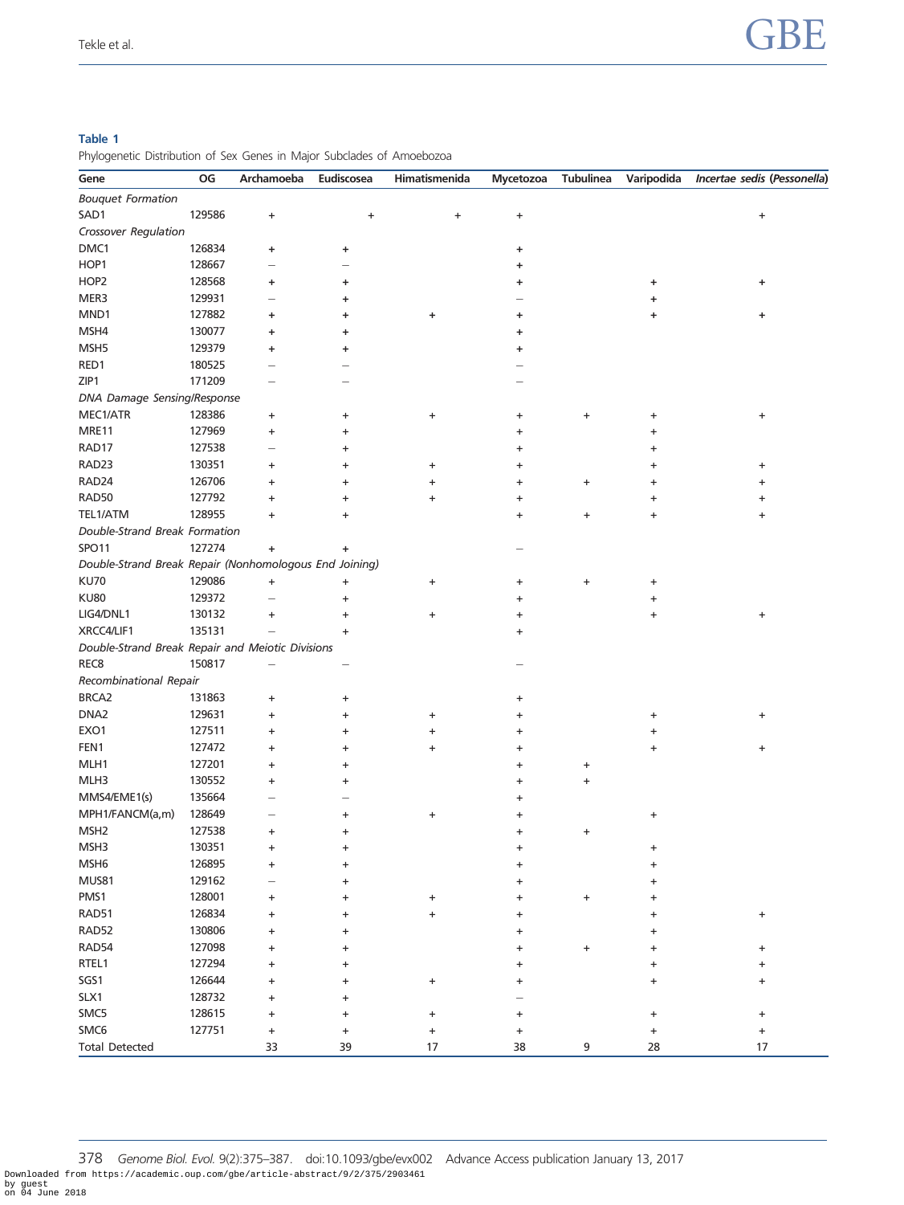**Table 1**

Phylogenetic Distribution of Sex Genes in Major Subclades of Amoebozoa

| Gene | OG | Archamoeba | Eudiscosea | Himatismenida | Mycetozoa | Tubulinea | Varipodida | *Incertae sedis* (*Pessonella*) |
|---|---|---|---|---|---|---|---|---|
| *Bouquet Formation* | | | | | | | | |
| SAD1 | 129586 | + | + | + | + | | | + |
| *Crossover Regulation* | | | | | | | | |
| DMC1 | 126834 | + | + | | + | | | |
| HOP1 | 128667 | – | – | | + | | | |
| HOP2 | 128568 | + | + | | + | | + | + |
| MER3 | 129931 | – | + | | – | | + | |
| MND1 | 127882 | + | + | + | + | | + | + |
| MSH4 | 130077 | + | + | | + | | | |
| MSH5 | 129379 | + | + | | + | | | |
| RED1 | 180525 | – | – | | – | | | |
| ZIP1 | 171209 | – | – | | – | | | |
| *DNA Damage Sensing/Response* | | | | | | | | |
| MEC1/ATR | 128386 | + | + | + | + | + | + | + |
| MRE11 | 127969 | + | + | | + | | + | |
| RAD17 | 127538 | – | + | | + | | + | |
| RAD23 | 130351 | + | + | + | + | | + | + |
| RAD24 | 126706 | + | + | + | + | + | + | + |
| RAD50 | 127792 | + | + | + | + | | + | + |
| TEL1/ATM | 128955 | + | + | | + | + | + | + |
| *Double-Strand Break Formation* | | | | | | | | |
| SPO11 | 127274 | + | + | | – | | | |
| *Double-Strand Break Repair (Nonhomologous End Joining)* | | | | | | | | |
| KU70 | 129086 | + | + | + | + | + | + | |
| KU80 | 129372 | – | + | | + | | + | |
| LIG4/DNL1 | 130132 | + | + | + | + | | + | + |
| XRCC4/LIF1 | 135131 | – | + | | + | | | |
| *Double-Strand Break Repair and Meiotic Divisions* | | | | | | | | |
| REC8 | 150817 | – | – | | – | | | |
| *Recombinational Repair* | | | | | | | | |
| BRCA2 | 131863 | + | + | | + | | | |
| DNA2 | 129631 | + | + | + | + | | + | + |
| EXO1 | 127511 | + | + | + | + | | + | |
| FEN1 | 127472 | + | + | + | + | | + | + |
| MLH1 | 127201 | + | + | | + | + | | |
| MLH3 | 130552 | + | + | | + | + | | |
| MMS4/EME1(s) | 135664 | – | – | | + | | | |
| MPH1/FANCM(a,m) | 128649 | – | + | + | + | | + | |
| MSH2 | 127538 | + | + | | + | + | | |
| MSH3 | 130351 | + | + | | + | | + | |
| MSH6 | 126895 | + | + | | + | | + | |
| MUS81 | 129162 | – | + | | + | | + | |
| PMS1 | 128001 | + | + | + | + | + | + | |
| RAD51 | 126834 | + | + | + | + | | + | + |
| RAD52 | 130806 | + | + | | + | | + | |
| RAD54 | 127098 | + | + | | + | + | + | + |
| RTEL1 | 127294 | + | + | | + | | + | + |
| SGS1 | 126644 | + | + | + | + | | + | + |
| SLX1 | 128732 | + | + | | – | | | |
| SMC5 | 128615 | + | + | + | + | | + | + |
| SMC6 | 127751 | + | + | + | + | | + | + |
| Total Detected | | 33 | 39 | 17 | 38 | 9 | 28 | 17 |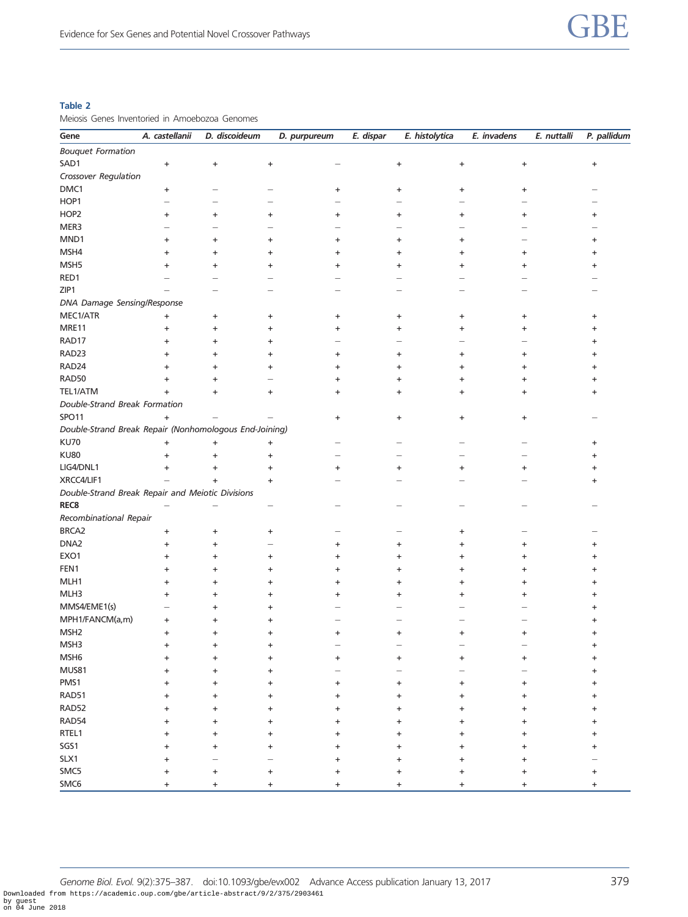**Table 2**

Meiosis Genes Inventoried in Amoebozoa Genomes

| Gene | *A. castellanii* | *D. discoideum* | *D. purpureum* | *E. dispar* | *E. histolytica* | *E. invadens* | *E. nuttalli* | *P. pallidum* |
|---|---|---|---|---|---|---|---|---|
| *Bouquet Formation* | | | | | | | | |
| SAD1 | + | + | + | – | + | + | + | + |
| *Crossover Regulation* | | | | | | | | |
| DMC1 | + | – | – | + | + | + | + | – |
| HOP1 | – | – | – | – | – | – | – | – |
| HOP2 | + | + | + | + | + | + | + | + |
| MER3 | – | – | – | – | – | – | – | – |
| MND1 | + | + | + | + | + | + | – | + |
| MSH4 | + | + | + | + | + | + | + | + |
| MSH5 | + | + | + | + | + | + | + | + |
| RED1 | – | – | – | – | – | – | – | – |
| ZIP1 | – | – | – | – | – | – | – | – |
| *DNA Damage Sensing/Response* | | | | | | | | |
| MEC1/ATR | + | + | + | + | + | + | + | + |
| MRE11 | + | + | + | + | + | + | + | + |
| RAD17 | + | + | + | – | – | – | – | + |
| RAD23 | + | + | + | + | + | + | + | + |
| RAD24 | + | + | + | + | + | + | + | + |
| RAD50 | + | + | – | + | + | + | + | + |
| TEL1/ATM | + | + | + | + | + | + | + | + |
| *Double-Strand Break Formation* | | | | | | | | |
| SPO11 | + | – | – | + | + | + | + | – |
| *Double-Strand Break Repair (Nonhomologous End-Joining)* | | | | | | | | |
| KU70 | + | + | + | – | – | – | – | + |
| KU80 | + | + | + | – | – | – | – | + |
| LIG4/DNL1 | + | + | + | + | + | + | + | + |
| XRCC4/LIF1 | – | + | + | – | – | – | – | + |
| *Double-Strand Break Repair and Meiotic Divisions* | | | | | | | | |
| **REC8** | – | – | – | – | – | – | – | – |
| *Recombinational Repair* | | | | | | | | |
| BRCA2 | + | + | + | – | – | + | – | – |
| DNA2 | + | + | – | + | + | + | + | + |
| EXO1 | + | + | + | + | + | + | + | + |
| FEN1 | + | + | + | + | + | + | + | + |
| MLH1 | + | + | + | + | + | + | + | + |
| MLH3 | + | + | + | + | + | + | + | + |
| MMS4/EME1(s) | – | + | + | – | – | – | – | + |
| MPH1/FANCM(a,m) | + | + | + | – | – | – | – | + |
| MSH2 | + | + | + | + | + | + | + | + |
| MSH3 | + | + | + | – | – | – | – | + |
| MSH6 | + | + | + | + | + | + | + | + |
| MUS81 | + | + | + | – | – | – | – | + |
| PMS1 | + | + | + | + | + | + | + | + |
| RAD51 | + | + | + | + | + | + | + | + |
| RAD52 | + | + | + | + | + | + | + | + |
| RAD54 | + | + | + | + | + | + | + | + |
| RTEL1 | + | + | + | + | + | + | + | + |
| SGS1 | + | + | + | + | + | + | + | + |
| SLX1 | + | – | – | + | + | + | + | – |
| SMC5 | + | + | + | + | + | + | + | + |
| SMC6 | + | + | + | + | + | + | + | + |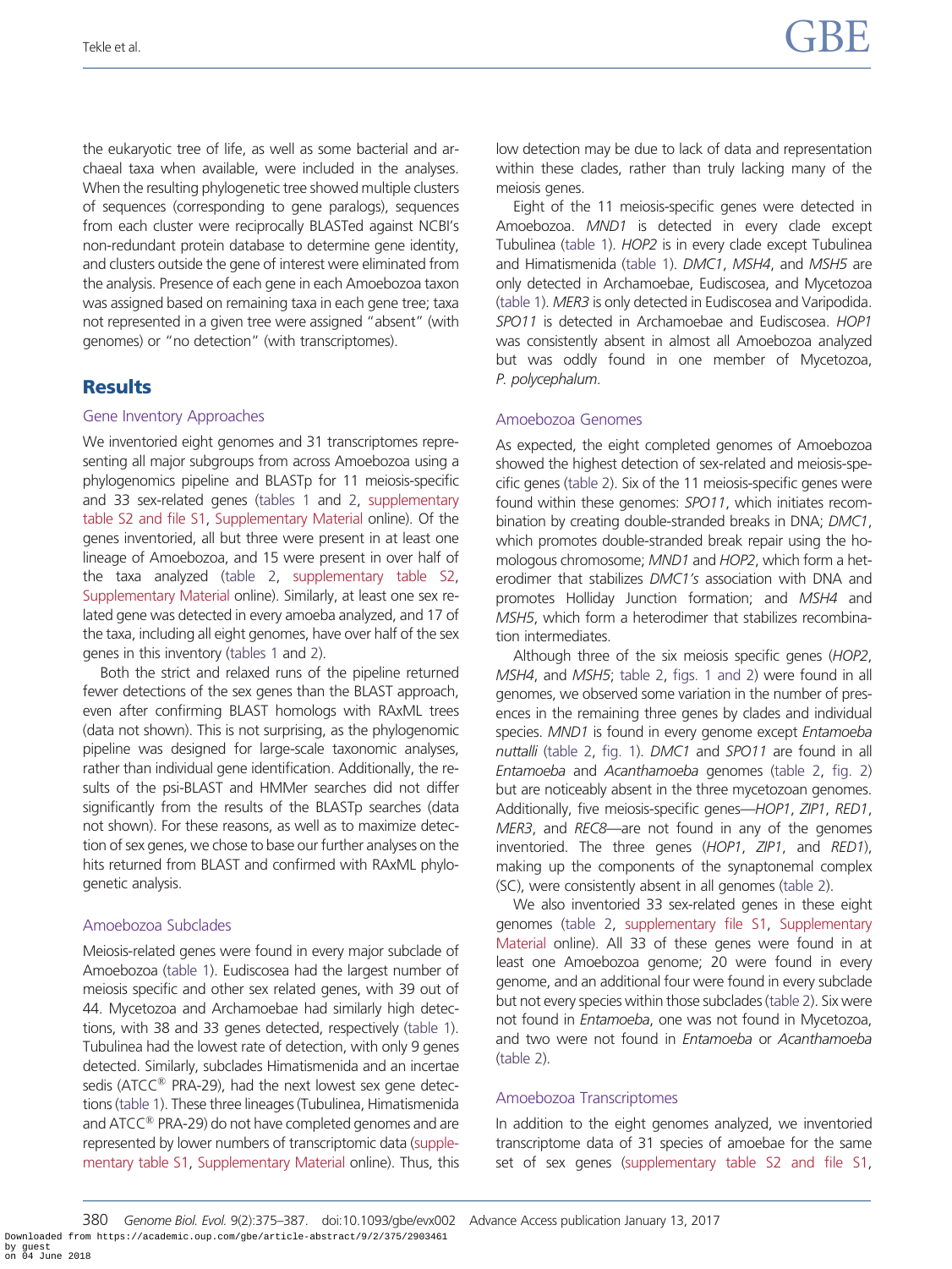the eukaryotic tree of life, as well as some bacterial and archaeal taxa when available, were included in the analyses. When the resulting phylogenetic tree showed multiple clusters of sequences (corresponding to gene paralogs), sequences from each cluster were reciprocally BLASTed against NCBI's non-redundant protein database to determine gene identity, and clusters outside the gene of interest were eliminated from the analysis. Presence of each gene in each Amoebozoa taxon was assigned based on remaining taxa in each gene tree; taxa not represented in a given tree were assigned "absent" (with genomes) or "no detection" (with transcriptomes).

## Results

### Gene Inventory Approaches

We inventoried eight genomes and 31 transcriptomes representing all major subgroups from across Amoebozoa using a phylogenomics pipeline and BLASTp for 11 meiosis-specific and 33 sex-related genes (tables 1 and 2, supplementary table S2 and file S1, Supplementary Material online). Of the genes inventoried, all but three were present in at least one lineage of Amoebozoa, and 15 were present in over half of the taxa analyzed (table 2, supplementary table S2, Supplementary Material online). Similarly, at least one sex related gene was detected in every amoeba analyzed, and 17 of the taxa, including all eight genomes, have over half of the sex genes in this inventory (tables 1 and 2).

Both the strict and relaxed runs of the pipeline returned fewer detections of the sex genes than the BLAST approach, even after confirming BLAST homologs with RAxML trees (data not shown). This is not surprising, as the phylogenomic pipeline was designed for large-scale taxonomic analyses, rather than individual gene identification. Additionally, the results of the psi-BLAST and HMMer searches did not differ significantly from the results of the BLASTp searches (data not shown). For these reasons, as well as to maximize detection of sex genes, we chose to base our further analyses on the hits returned from BLAST and confirmed with RAxML phylogenetic analysis.

### Amoebozoa Subclades

Meiosis-related genes were found in every major subclade of Amoebozoa (table 1). Eudiscosea had the largest number of meiosis specific and other sex related genes, with 39 out of 44. Mycetozoa and Archamoebae had similarly high detections, with 38 and 33 genes detected, respectively (table 1). Tubulinea had the lowest rate of detection, with only 9 genes detected. Similarly, subclades Himatismenida and an incertae sedis (ATCC® PRA-29), had the next lowest sex gene detections (table 1). These three lineages (Tubulinea, Himatismenida and ATCC® PRA-29) do not have completed genomes and are represented by lower numbers of transcriptomic data (supplementary table S1, Supplementary Material online). Thus, this low detection may be due to lack of data and representation within these clades, rather than truly lacking many of the meiosis genes.

Eight of the 11 meiosis-specific genes were detected in Amoebozoa. *MND1* is detected in every clade except Tubulinea (table 1). *HOP2* is in every clade except Tubulinea and Himatismenida (table 1). *DMC1*, *MSH4*, and *MSH5* are only detected in Archamoebae, Eudiscosea, and Mycetozoa (table 1). *MER3* is only detected in Eudiscosea and Varipodida. *SPO11* is detected in Archamoebae and Eudiscosea. *HOP1* was consistently absent in almost all Amoebozoa analyzed but was oddly found in one member of Mycetozoa, *P. polycephalum*.

### Amoebozoa Genomes

As expected, the eight completed genomes of Amoebozoa showed the highest detection of sex-related and meiosis-specific genes (table 2). Six of the 11 meiosis-specific genes were found within these genomes: *SPO11*, which initiates recombination by creating double-stranded breaks in DNA; *DMC1*, which promotes double-stranded break repair using the homologous chromosome; *MND1* and *HOP2*, which form a heterodimer that stabilizes *DMC1's* association with DNA and promotes Holliday Junction formation; and *MSH4* and *MSH5*, which form a heterodimer that stabilizes recombination intermediates.

Although three of the six meiosis specific genes (*HOP2*, *MSH4*, and *MSH5*; table 2, figs. 1 and 2) were found in all genomes, we observed some variation in the number of presences in the remaining three genes by clades and individual species. *MND1* is found in every genome except *Entamoeba nuttalli* (table 2, fig. 1). *DMC1* and *SPO11* are found in all *Entamoeba* and *Acanthamoeba* genomes (table 2, fig. 2) but are noticeably absent in the three mycetozoan genomes. Additionally, five meiosis-specific genes—*HOP1*, *ZIP1*, *RED1*, *MER3*, and *REC8*—are not found in any of the genomes inventoried. The three genes (*HOP1*, *ZIP1*, and *RED1*), making up the components of the synaptonemal complex (SC), were consistently absent in all genomes (table 2).

We also inventoried 33 sex-related genes in these eight genomes (table 2, supplementary file S1, Supplementary Material online). All 33 of these genes were found in at least one Amoebozoa genome; 20 were found in every genome, and an additional four were found in every subclade but not every species within those subclades (table 2). Six were not found in *Entamoeba*, one was not found in Mycetozoa, and two were not found in *Entamoeba* or *Acanthamoeba* (table 2).

### Amoebozoa Transcriptomes

In addition to the eight genomes analyzed, we inventoried transcriptome data of 31 species of amoebae for the same set of sex genes (supplementary table S2 and file S1,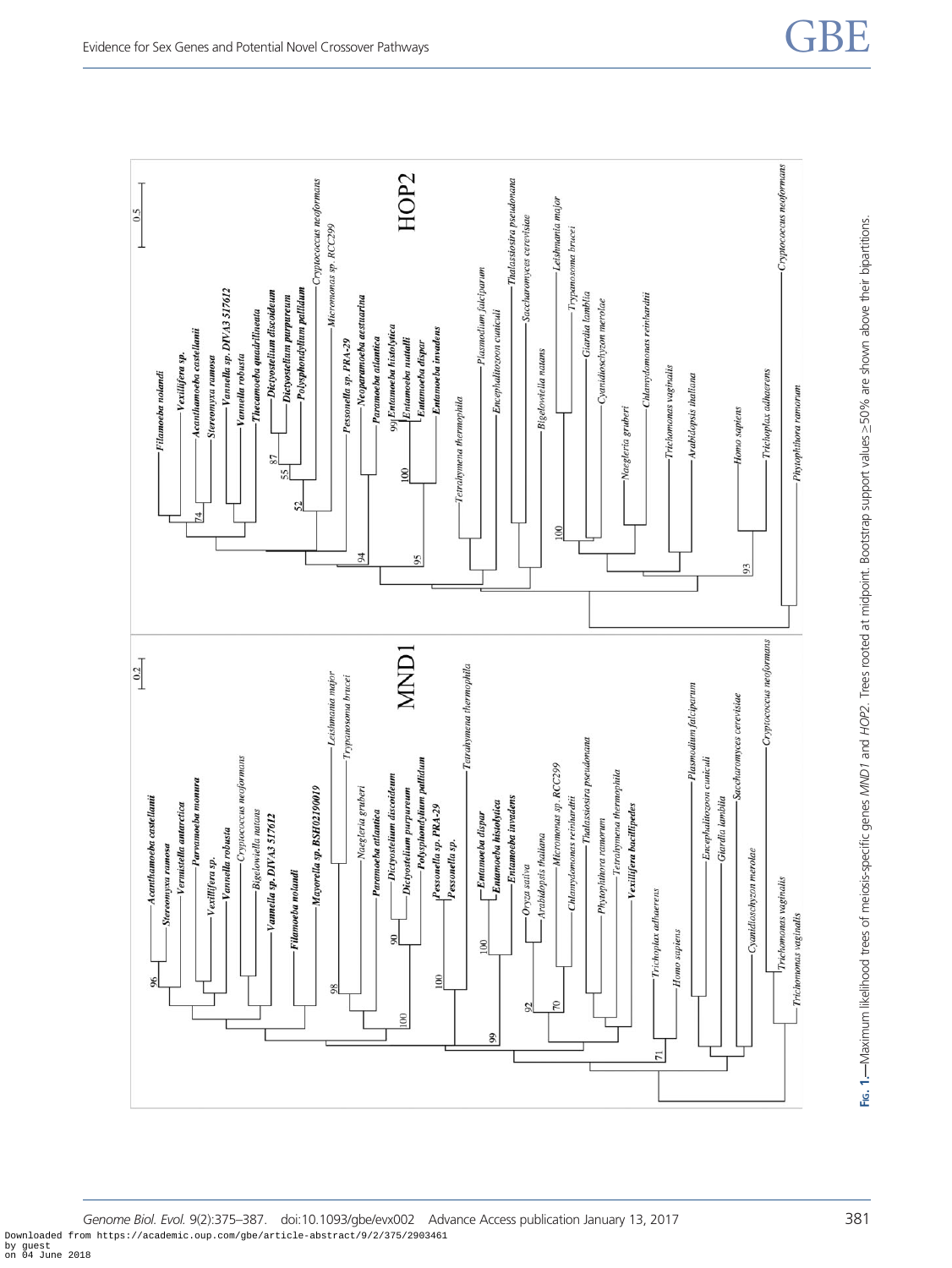Fig. 1.—Maximum likelihood trees of meiosis-specific genes *MND1* and *HOP2*. Trees rooted at midpoint. Bootstrap support values ≥50% are shown above their bipartitions.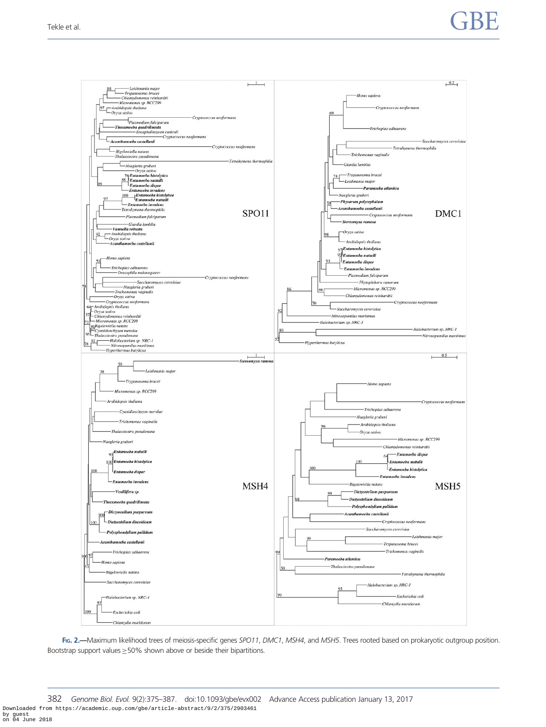Fig. 2.—Maximum likelihood trees of meiosis-specific genes *SPO11*, *DMC1*, *MSH4*, and *MSH5*. Trees rooted based on prokaryotic outgroup position. Bootstrap support values ≥50% shown above or beside their bipartitions.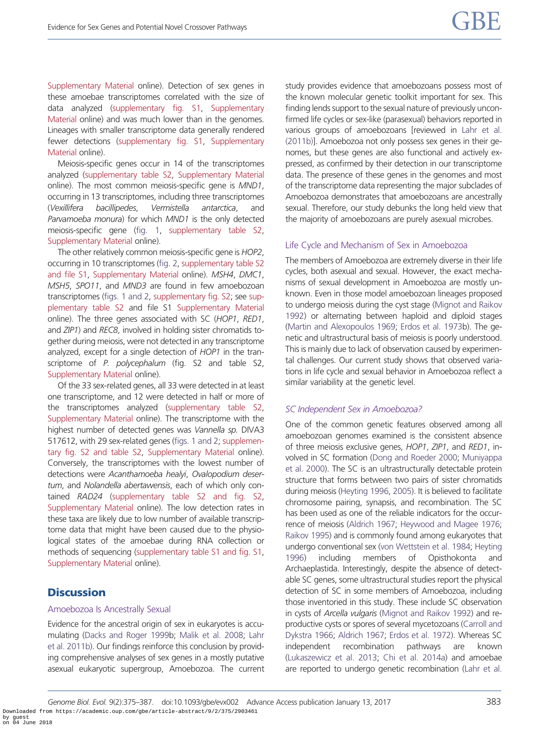Supplementary Material online). Detection of sex genes in these amoebae transcriptomes correlated with the size of data analyzed (supplementary fig. S1, Supplementary Material online) and was much lower than in the genomes. Lineages with smaller transcriptome data generally rendered fewer detections (supplementary fig. S1, Supplementary Material online).

Meiosis-specific genes occur in 14 of the transcriptomes analyzed (supplementary table S2, Supplementary Material online). The most common meiosis-specific gene is *MND1*, occurring in 13 transcriptomes, including three transcriptomes (*Vexillifera bacillipedes*, *Vermistella antarctica*, and *Parvamoeba monura*) for which *MND1* is the only detected meiosis-specific gene (fig. 1, supplementary table S2, Supplementary Material online).

The other relatively common meiosis-specific gene is *HOP2*, occurring in 10 transcriptomes (fig. 2, supplementary table S2 and file S1, Supplementary Material online). *MSH4*, *DMC1*, *MSH5*, *SPO11*, and *MND3* are found in few amoebozoan transcriptomes (figs. 1 and 2, supplementary fig. S2; see supplementary table S2 and file S1 Supplementary Material online). The three genes associated with SC (*HOP1*, *RED1*, and *ZIP1*) and *REC8*, involved in holding sister chromatids together during meiosis, were not detected in any transcriptome analyzed, except for a single detection of *HOP1* in the transcriptome of *P. polycephalum* (fig. S2 and table S2, Supplementary Material online).

Of the 33 sex-related genes, all 33 were detected in at least one transcriptome, and 12 were detected in half or more of the transcriptomes analyzed (supplementary table S2, Supplementary Material online). The transcriptome with the highest number of detected genes was *Vannella sp.* DIVA3 517612, with 29 sex-related genes (figs. 1 and 2; supplementary fig. S2 and table S2, Supplementary Material online). Conversely, the transcriptomes with the lowest number of detections were *Acanthamoeba healyi*, *Ovalopodium desertum*, and *Nolandella abertawensis*, each of which only contained *RAD24* (supplementary table S2 and fig. S2, Supplementary Material online). The low detection rates in these taxa are likely due to low number of available transcriptome data that might have been caused due to the physiological states of the amoebae during RNA collection or methods of sequencing (supplementary table S1 and fig. S1, Supplementary Material online).

## Discussion

### Amoebozoa Is Ancestrally Sexual

Evidence for the ancestral origin of sex in eukaryotes is accumulating (Dacks and Roger 1999b; Malik et al. 2008; Lahr et al. 2011b). Our findings reinforce this conclusion by providing comprehensive analyses of sex genes in a mostly putative asexual eukaryotic supergroup, Amoebozoa. The current study provides evidence that amoebozoans possess most of the known molecular genetic toolkit important for sex. This finding lends support to the sexual nature of previously unconfirmed life cycles or sex-like (parasexual) behaviors reported in various groups of amoebozoans [reviewed in Lahr et al. (2011b)]. Amoebozoa not only possess sex genes in their genomes, but these genes are also functional and actively expressed, as confirmed by their detection in our transcriptome data. The presence of these genes in the genomes and most of the transcriptome data representing the major subclades of Amoebozoa demonstrates that amoebozoans are ancestrally sexual. Therefore, our study debunks the long held view that the majority of amoebozoans are purely asexual microbes.

### Life Cycle and Mechanism of Sex in Amoebozoa

The members of Amoebozoa are extremely diverse in their life cycles, both asexual and sexual. However, the exact mechanisms of sexual development in Amoebozoa are mostly unknown. Even in those model amoebozoan lineages proposed to undergo meiosis during the cyst stage (Mignot and Raikov 1992) or alternating between haploid and diploid stages (Martin and Alexopoulos 1969; Erdos et al. 1973b). The genetic and ultrastructural basis of meiosis is poorly understood. This is mainly due to lack of observation caused by experimental challenges. Our current study shows that observed variations in life cycle and sexual behavior in Amoebozoa reflect a similar variability at the genetic level.

### *SC Independent Sex in Amoebozoa?*

One of the common genetic features observed among all amoebozoan genomes examined is the consistent absence of three meiosis exclusive genes, *HOP1*, *ZIP1*, and *RED1*, involved in SC formation (Dong and Roeder 2000; Muniyappa et al. 2000). The SC is an ultrastructurally detectable protein structure that forms between two pairs of sister chromatids during meiosis (Heyting 1996, 2005). It is believed to facilitate chromosome pairing, synapsis, and recombination. The SC has been used as one of the reliable indicators for the occurrence of meiosis (Aldrich 1967; Heywood and Magee 1976; Raikov 1995) and is commonly found among eukaryotes that undergo conventional sex (von Wettstein et al. 1984; Heyting 1996) including members of Opisthokonta and Archaeplastida. Interestingly, despite the absence of detectable SC genes, some ultrastructural studies report the physical detection of SC in some members of Amoebozoa, including those inventoried in this study. These include SC observation in cysts of *Arcella vulgaris* (Mignot and Raikov 1992) and reproductive cysts or spores of several mycetozoans (Carroll and Dykstra 1966; Aldrich 1967; Erdos et al. 1972). Whereas SC independent recombination pathways are known (Lukaszewicz et al. 2013; Chi et al. 2014a) and amoebae are reported to undergo genetic recombination (Lahr et al.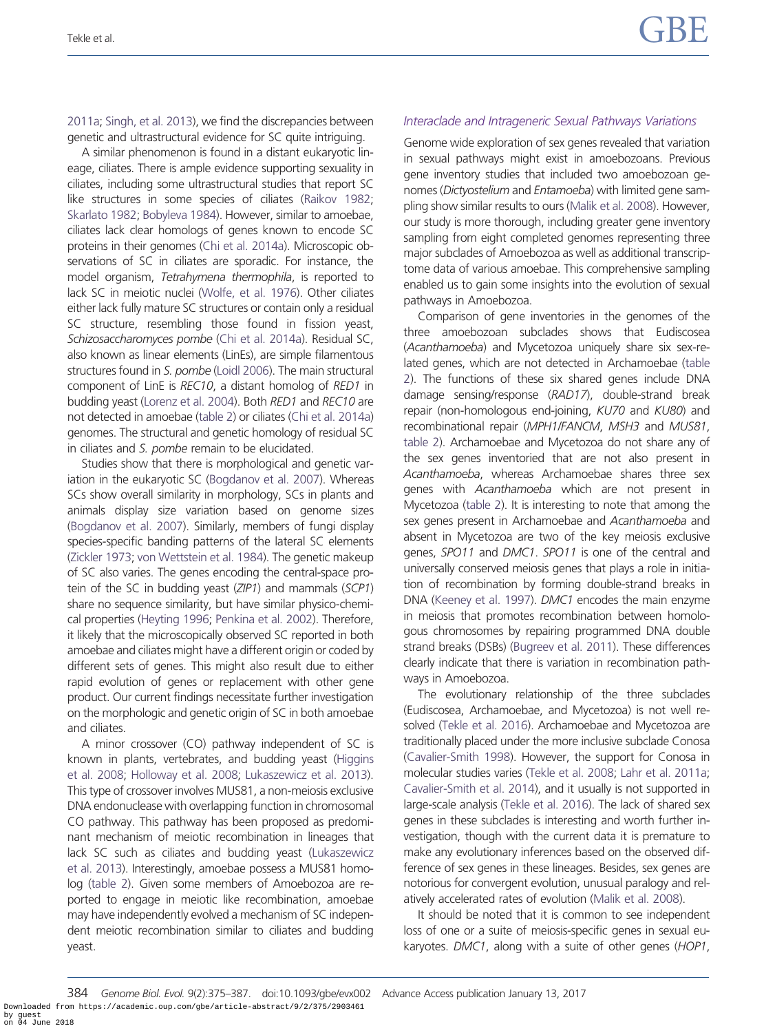2011a; Singh, et al. 2013), we find the discrepancies between genetic and ultrastructural evidence for SC quite intriguing.

A similar phenomenon is found in a distant eukaryotic lineage, ciliates. There is ample evidence supporting sexuality in ciliates, including some ultrastructural studies that report SC like structures in some species of ciliates (Raikov 1982; Skarlato 1982; Bobyleva 1984). However, similar to amoebae, ciliates lack clear homologs of genes known to encode SC proteins in their genomes (Chi et al. 2014a). Microscopic observations of SC in ciliates are sporadic. For instance, the model organism, *Tetrahymena thermophila*, is reported to lack SC in meiotic nuclei (Wolfe, et al. 1976). Other ciliates either lack fully mature SC structures or contain only a residual SC structure, resembling those found in fission yeast, *Schizosaccharomyces pombe* (Chi et al. 2014a). Residual SC, also known as linear elements (LinEs), are simple filamentous structures found in *S. pombe* (Loidl 2006). The main structural component of LinE is *REC10*, a distant homolog of *RED1* in budding yeast (Lorenz et al. 2004). Both *RED1* and *REC10* are not detected in amoebae (table 2) or ciliates (Chi et al. 2014a) genomes. The structural and genetic homology of residual SC in ciliates and *S. pombe* remain to be elucidated.

Studies show that there is morphological and genetic variation in the eukaryotic SC (Bogdanov et al. 2007). Whereas SCs show overall similarity in morphology, SCs in plants and animals display size variation based on genome sizes (Bogdanov et al. 2007). Similarly, members of fungi display species-specific banding patterns of the lateral SC elements (Zickler 1973; von Wettstein et al. 1984). The genetic makeup of SC also varies. The genes encoding the central-space protein of the SC in budding yeast (*ZIP1*) and mammals (*SCP1*) share no sequence similarity, but have similar physico-chemical properties (Heyting 1996; Penkina et al. 2002). Therefore, it likely that the microscopically observed SC reported in both amoebae and ciliates might have a different origin or coded by different sets of genes. This might also result due to either rapid evolution of genes or replacement with other gene product. Our current findings necessitate further investigation on the morphologic and genetic origin of SC in both amoebae and ciliates.

A minor crossover (CO) pathway independent of SC is known in plants, vertebrates, and budding yeast (Higgins et al. 2008; Holloway et al. 2008; Lukaszewicz et al. 2013). This type of crossover involves MUS81, a non-meiosis exclusive DNA endonuclease with overlapping function in chromosomal CO pathway. This pathway has been proposed as predominant mechanism of meiotic recombination in lineages that lack SC such as ciliates and budding yeast (Lukaszewicz et al. 2013). Interestingly, amoebae possess a MUS81 homolog (table 2). Given some members of Amoebozoa are reported to engage in meiotic like recombination, amoebae may have independently evolved a mechanism of SC independent meiotic recombination similar to ciliates and budding yeast.

### *Interaclade and Intrageneric Sexual Pathways Variations*

Genome wide exploration of sex genes revealed that variation in sexual pathways might exist in amoebozoans. Previous gene inventory studies that included two amoebozoan genomes (*Dictyostelium* and *Entamoeba*) with limited gene sampling show similar results to ours (Malik et al. 2008). However, our study is more thorough, including greater gene inventory sampling from eight completed genomes representing three major subclades of Amoebozoa as well as additional transcriptome data of various amoebae. This comprehensive sampling enabled us to gain some insights into the evolution of sexual pathways in Amoebozoa.

Comparison of gene inventories in the genomes of the three amoebozoan subclades shows that Eudiscosea (*Acanthamoeba*) and Mycetozoa uniquely share six sex-related genes, which are not detected in Archamoebae (table 2). The functions of these six shared genes include DNA damage sensing/response (*RAD17*), double-strand break repair (non-homologous end-joining, *KU70* and *KU80*) and recombinational repair (*MPH1/FANCM*, *MSH3* and *MUS81*, table 2). Archamoebae and Mycetozoa do not share any of the sex genes inventoried that are not also present in *Acanthamoeba*, whereas Archamoebae shares three sex genes with *Acanthamoeba* which are not present in Mycetozoa (table 2). It is interesting to note that among the sex genes present in Archamoebae and *Acanthamoeba* and absent in Mycetozoa are two of the key meiosis exclusive genes, *SPO11* and *DMC1*. *SPO11* is one of the central and universally conserved meiosis genes that plays a role in initiation of recombination by forming double-strand breaks in DNA (Keeney et al. 1997). *DMC1* encodes the main enzyme in meiosis that promotes recombination between homologous chromosomes by repairing programmed DNA double strand breaks (DSBs) (Bugreev et al. 2011). These differences clearly indicate that there is variation in recombination pathways in Amoebozoa.

The evolutionary relationship of the three subclades (Eudiscosea, Archamoebae, and Mycetozoa) is not well resolved (Tekle et al. 2016). Archamoebae and Mycetozoa are traditionally placed under the more inclusive subclade Conosa (Cavalier-Smith 1998). However, the support for Conosa in molecular studies varies (Tekle et al. 2008; Lahr et al. 2011a; Cavalier-Smith et al. 2014), and it usually is not supported in large-scale analysis (Tekle et al. 2016). The lack of shared sex genes in these subclades is interesting and worth further investigation, though with the current data it is premature to make any evolutionary inferences based on the observed difference of sex genes in these lineages. Besides, sex genes are notorious for convergent evolution, unusual paralogy and relatively accelerated rates of evolution (Malik et al. 2008).

It should be noted that it is common to see independent loss of one or a suite of meiosis-specific genes in sexual eukaryotes. *DMC1*, along with a suite of other genes (*HOP1*,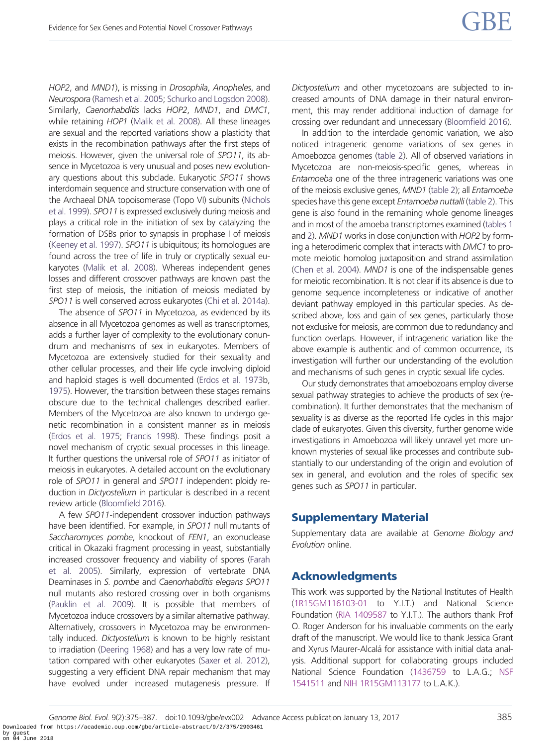*HOP2*, and *MND1*), is missing in *Drosophila*, *Anopheles*, and *Neurospora* (Ramesh et al. 2005; Schurko and Logsdon 2008). Similarly, *Caenorhabditis* lacks *HOP2*, *MND1*, and *DMC1*, while retaining *HOP1* (Malik et al. 2008). All these lineages are sexual and the reported variations show a plasticity that exists in the recombination pathways after the first steps of meiosis. However, given the universal role of *SPO11*, its absence in Mycetozoa is very unusual and poses new evolutionary questions about this subclade. Eukaryotic *SPO11* shows interdomain sequence and structure conservation with one of the Archaeal DNA topoisomerase (Topo VI) subunits (Nichols et al. 1999). *SPO11* is expressed exclusively during meiosis and plays a critical role in the initiation of sex by catalyzing the formation of DSBs prior to synapsis in prophase I of meiosis (Keeney et al. 1997). *SPO11* is ubiquitous; its homologues are found across the tree of life in truly or cryptically sexual eukaryotes (Malik et al. 2008). Whereas independent genes losses and different crossover pathways are known past the first step of meiosis, the initiation of meiosis mediated by *SPO11* is well conserved across eukaryotes (Chi et al. 2014a).

The absence of *SPO11* in Mycetozoa, as evidenced by its absence in all Mycetozoa genomes as well as transcriptomes, adds a further layer of complexity to the evolutionary conundrum and mechanisms of sex in eukaryotes. Members of Mycetozoa are extensively studied for their sexuality and other cellular processes, and their life cycle involving diploid and haploid stages is well documented (Erdos et al. 1973b, 1975). However, the transition between these stages remains obscure due to the technical challenges described earlier. Members of the Mycetozoa are also known to undergo genetic recombination in a consistent manner as in meiosis (Erdos et al. 1975; Francis 1998). These findings posit a novel mechanism of cryptic sexual processes in this lineage. It further questions the universal role of *SPO11* as initiator of meiosis in eukaryotes. A detailed account on the evolutionary role of *SPO11* in general and *SPO11* independent ploidy reduction in *Dictyostelium* in particular is described in a recent review article (Bloomfield 2016).

A few *SPO11*-independent crossover induction pathways have been identified. For example, in *SPO11* null mutants of *Saccharomyces pombe*, knockout of *FEN1*, an exonuclease critical in Okazaki fragment processing in yeast, substantially increased crossover frequency and viability of spores (Farah et al. 2005). Similarly, expression of vertebrate DNA Deaminases in *S. pombe* and *Caenorhabditis elegans SPO11* null mutants also restored crossing over in both organisms (Pauklin et al. 2009). It is possible that members of Mycetozoa induce crossovers by a similar alternative pathway. Alternatively, crossovers in Mycetozoa may be environmentally induced. *Dictyostelium* is known to be highly resistant to irradiation (Deering 1968) and has a very low rate of mutation compared with other eukaryotes (Saxer et al. 2012), suggesting a very efficient DNA repair mechanism that may have evolved under increased mutagenesis pressure. If *Dictyostelium* and other mycetozoans are subjected to increased amounts of DNA damage in their natural environment, this may render additional induction of damage for crossing over redundant and unnecessary (Bloomfield 2016).

In addition to the interclade genomic variation, we also noticed intrageneric genome variations of sex genes in Amoebozoa genomes (table 2). All of observed variations in Mycetozoa are non-meiosis-specific genes, whereas in *Entamoeba* one of the three intrageneric variations was one of the meiosis exclusive genes, *MND1* (table 2); all *Entamoeba* species have this gene except *Entamoeba nuttalli* (table 2). This gene is also found in the remaining whole genome lineages and in most of the amoeba transcriptomes examined (tables 1 and 2). *MND1* works in close conjunction with *HOP2* by forming a heterodimeric complex that interacts with *DMC1* to promote meiotic homolog juxtaposition and strand assimilation (Chen et al. 2004). *MND1* is one of the indispensable genes for meiotic recombination. It is not clear if its absence is due to genome sequence incompleteness or indicative of another deviant pathway employed in this particular species. As described above, loss and gain of sex genes, particularly those not exclusive for meiosis, are common due to redundancy and function overlaps. However, if intrageneric variation like the above example is authentic and of common occurrence, its investigation will further our understanding of the evolution and mechanisms of such genes in cryptic sexual life cycles.

Our study demonstrates that amoebozoans employ diverse sexual pathway strategies to achieve the products of sex (recombination). It further demonstrates that the mechanism of sexuality is as diverse as the reported life cycles in this major clade of eukaryotes. Given this diversity, further genome wide investigations in Amoebozoa will likely unravel yet more unknown mysteries of sexual like processes and contribute substantially to our understanding of the origin and evolution of sex in general, and evolution and the roles of specific sex genes such as *SPO11* in particular.

## Supplementary Material

Supplementary data are available at *Genome Biology and Evolution* online.

## Acknowledgments

This work was supported by the National Institutes of Health (1R15GM116103-01 to Y.I.T.) and National Science Foundation (RIA 1409587 to Y.I.T.). The authors thank Prof O. Roger Anderson for his invaluable comments on the early draft of the manuscript. We would like to thank Jessica Grant and Xyrus Maurer-Alcalá for assistance with initial data analysis. Additional support for collaborating groups included National Science Foundation (1436759 to L.A.G.; NSF 1541511 and NIH 1R15GM113177 to L.A.K.).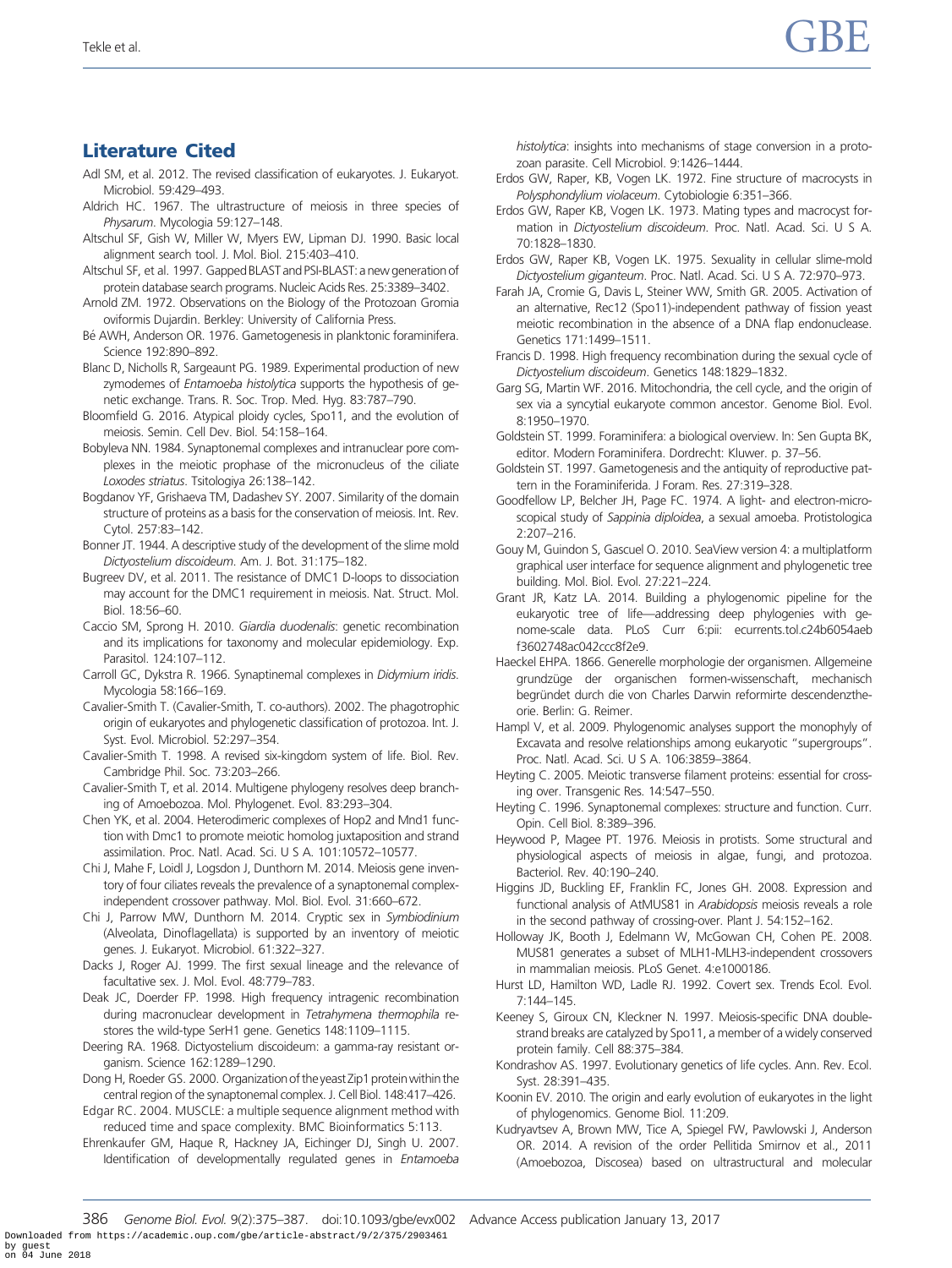## Literature Cited

Adl SM, et al. 2012. The revised classification of eukaryotes. J. Eukaryot. Microbiol. 59:429–493.

Aldrich HC. 1967. The ultrastructure of meiosis in three species of *Physarum*. Mycologia 59:127–148.

Altschul SF, Gish W, Miller W, Myers EW, Lipman DJ. 1990. Basic local alignment search tool. J. Mol. Biol. 215:403–410.

Altschul SF, et al. 1997. Gapped BLAST and PSI-BLAST: a new generation of protein database search programs. Nucleic Acids Res. 25:3389–3402.

Arnold ZM. 1972. Observations on the Biology of the Protozoan Gromia oviformis Dujardin. Berkley: University of California Press.

Bé AWH, Anderson OR. 1976. Gametogenesis in planktonic foraminifera. Science 192:890–892.

Blanc D, Nicholls R, Sargeaunt PG. 1989. Experimental production of new zymodemes of *Entamoeba histolytica* supports the hypothesis of genetic exchange. Trans. R. Soc. Trop. Med. Hyg. 83:787–790.

Bloomfield G. 2016. Atypical ploidy cycles, Spo11, and the evolution of meiosis. Semin. Cell Dev. Biol. 54:158–164.

Bobyleva NN. 1984. Synaptonemal complexes and intranuclear pore complexes in the meiotic prophase of the micronucleus of the ciliate *Loxodes striatus*. Tsitologiya 26:138–142.

Bogdanov YF, Grishaeva TM, Dadashev SY. 2007. Similarity of the domain structure of proteins as a basis for the conservation of meiosis. Int. Rev. Cytol. 257:83–142.

Bonner JT. 1944. A descriptive study of the development of the slime mold *Dictyostelium discoideum*. Am. J. Bot. 31:175–182.

Bugreev DV, et al. 2011. The resistance of DMC1 D-loops to dissociation may account for the DMC1 requirement in meiosis. Nat. Struct. Mol. Biol. 18:56–60.

Caccio SM, Sprong H. 2010. *Giardia duodenalis*: genetic recombination and its implications for taxonomy and molecular epidemiology. Exp. Parasitol. 124:107–112.

Carroll GC, Dykstra R. 1966. Synaptinemal complexes in *Didymium iridis*. Mycologia 58:166–169.

Cavalier-Smith T. (Cavalier-Smith, T. co-authors). 2002. The phagotrophic origin of eukaryotes and phylogenetic classification of protozoa. Int. J. Syst. Evol. Microbiol. 52:297–354.

Cavalier-Smith T. 1998. A revised six-kingdom system of life. Biol. Rev. Cambridge Phil. Soc. 73:203–266.

Cavalier-Smith T, et al. 2014. Multigene phylogeny resolves deep branching of Amoebozoa. Mol. Phylogenet. Evol. 83:293–304.

Chen YK, et al. 2004. Heterodimeric complexes of Hop2 and Mnd1 function with Dmc1 to promote meiotic homolog juxtaposition and strand assimilation. Proc. Natl. Acad. Sci. U S A. 101:10572–10577.

Chi J, Mahe F, Loidl J, Logsdon J, Dunthorn M. 2014. Meiosis gene inventory of four ciliates reveals the prevalence of a synaptonemal complex-independent crossover pathway. Mol. Biol. Evol. 31:660–672.

Chi J, Parrow MW, Dunthorn M. 2014. Cryptic sex in *Symbiodinium* (Alveolata, Dinoflagellata) is supported by an inventory of meiotic genes. J. Eukaryot. Microbiol. 61:322–327.

Dacks J, Roger AJ. 1999. The first sexual lineage and the relevance of facultative sex. J. Mol. Evol. 48:779–783.

Deak JC, Doerder FP. 1998. High frequency intragenic recombination during macronuclear development in *Tetrahymena thermophila* restores the wild-type SerH1 gene. Genetics 148:1109–1115.

Deering RA. 1968. Dictyostelium discoideum: a gamma-ray resistant organism. Science 162:1289–1290.

Dong H, Roeder GS. 2000. Organization of the yeast Zip1 protein within the central region of the synaptonemal complex. J. Cell Biol. 148:417–426.

Edgar RC. 2004. MUSCLE: a multiple sequence alignment method with reduced time and space complexity. BMC Bioinformatics 5:113.

Ehrenkaufer GM, Haque R, Hackney JA, Eichinger DJ, Singh U. 2007. Identification of developmentally regulated genes in *Entamoeba histolytica*: insights into mechanisms of stage conversion in a protozoan parasite. Cell Microbiol. 9:1426–1444.

Erdos GW, Raper, KB, Vogen LK. 1972. Fine structure of macrocysts in *Polysphondylium violaceum*. Cytobiologie 6:351–366.

Erdos GW, Raper KB, Vogen LK. 1973. Mating types and macrocyst formation in *Dictyostelium discoideum*. Proc. Natl. Acad. Sci. U S A. 70:1828–1830.

Erdos GW, Raper KB, Vogen LK. 1975. Sexuality in cellular slime-mold *Dictyostelium giganteum*. Proc. Natl. Acad. Sci. U S A. 72:970–973.

Farah JA, Cromie G, Davis L, Steiner WW, Smith GR. 2005. Activation of an alternative, Rec12 (Spo11)-independent pathway of fission yeast meiotic recombination in the absence of a DNA flap endonuclease. Genetics 171:1499–1511.

Francis D. 1998. High frequency recombination during the sexual cycle of *Dictyostelium discoideum*. Genetics 148:1829–1832.

Garg SG, Martin WF. 2016. Mitochondria, the cell cycle, and the origin of sex via a syncytial eukaryote common ancestor. Genome Biol. Evol. 8:1950–1970.

Goldstein ST. 1999. Foraminifera: a biological overview. In: Sen Gupta BK, editor. Modern Foraminifera. Dordrecht: Kluwer. p. 37–56.

Goldstein ST. 1997. Gametogenesis and the antiquity of reproductive pattern in the Foraminiferida. J Foram. Res. 27:319–328.

Goodfellow LP, Belcher JH, Page FC. 1974. A light- and electron-microscopical study of *Sappinia diploidea*, a sexual amoeba. Protistologica 2:207–216.

Gouy M, Guindon S, Gascuel O. 2010. SeaView version 4: a multiplatform graphical user interface for sequence alignment and phylogenetic tree building. Mol. Biol. Evol. 27:221–224.

Grant JR, Katz LA. 2014. Building a phylogenomic pipeline for the eukaryotic tree of life—addressing deep phylogenies with genome-scale data. PLoS Curr 6:pii: ecurrents.tol.c24b6054aebf3602748ac042ccc8f2e9.

Haeckel EHPA. 1866. Generelle morphologie der organismen. Allgemeine grundzüge der organischen formen-wissenschaft, mechanisch begründet durch die von Charles Darwin reformirte descendenztheorie. Berlin: G. Reimer.

Hampl V, et al. 2009. Phylogenomic analyses support the monophyly of Excavata and resolve relationships among eukaryotic "supergroups". Proc. Natl. Acad. Sci. U S A. 106:3859–3864.

Heyting C. 2005. Meiotic transverse filament proteins: essential for crossing over. Transgenic Res. 14:547–550.

Heyting C. 1996. Synaptonemal complexes: structure and function. Curr. Opin. Cell Biol. 8:389–396.

Heywood P, Magee PT. 1976. Meiosis in protists. Some structural and physiological aspects of meiosis in algae, fungi, and protozoa. Bacteriol. Rev. 40:190–240.

Higgins JD, Buckling EF, Franklin FC, Jones GH. 2008. Expression and functional analysis of AtMUS81 in *Arabidopsis* meiosis reveals a role in the second pathway of crossing-over. Plant J. 54:152–162.

Holloway JK, Booth J, Edelmann W, McGowan CH, Cohen PE. 2008. MUS81 generates a subset of MLH1-MLH3-independent crossovers in mammalian meiosis. PLoS Genet. 4:e1000186.

Hurst LD, Hamilton WD, Ladle RJ. 1992. Covert sex. Trends Ecol. Evol. 7:144–145.

Keeney S, Giroux CN, Kleckner N. 1997. Meiosis-specific DNA double-strand breaks are catalyzed by Spo11, a member of a widely conserved protein family. Cell 88:375–384.

Kondrashov AS. 1997. Evolutionary genetics of life cycles. Ann. Rev. Ecol. Syst. 28:391–435.

Koonin EV. 2010. The origin and early evolution of eukaryotes in the light of phylogenomics. Genome Biol. 11:209.

Kudryavtsev A, Brown MW, Tice A, Spiegel FW, Pawlowski J, Anderson OR. 2014. A revision of the order Pellitida Smirnov et al., 2011 (Amoebozoa, Discosea) based on ultrastructural and molecular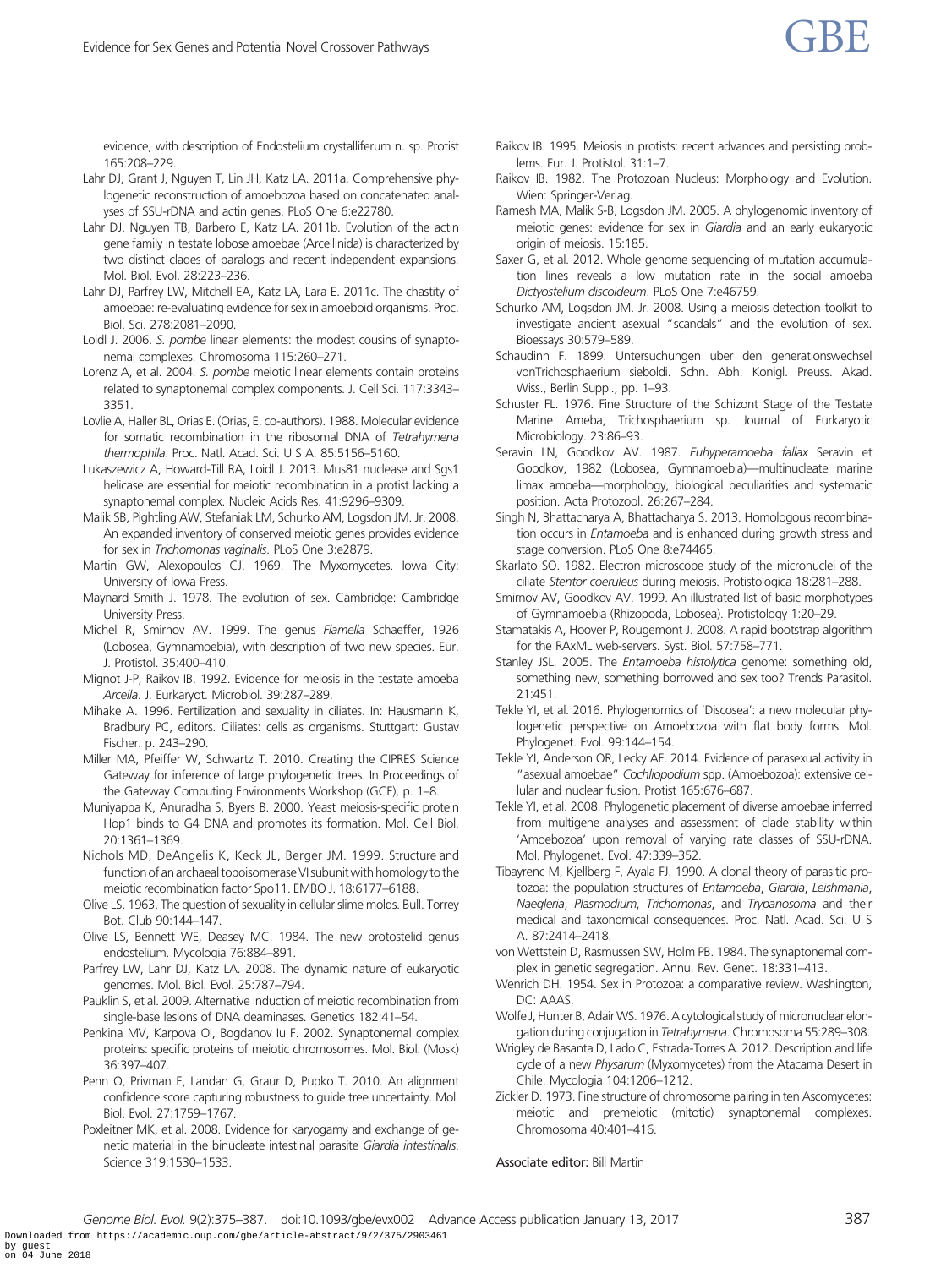evidence, with description of Endostelium crystalliferum n. sp. Protist 165:208–229.

Lahr DJ, Grant J, Nguyen T, Lin JH, Katz LA. 2011a. Comprehensive phylogenetic reconstruction of amoebozoa based on concatenated analyses of SSU-rDNA and actin genes. PLoS One 6:e22780.

Lahr DJ, Nguyen TB, Barbero E, Katz LA. 2011b. Evolution of the actin gene family in testate lobose amoebae (Arcellinida) is characterized by two distinct clades of paralogs and recent independent expansions. Mol. Biol. Evol. 28:223–236.

Lahr DJ, Parfrey LW, Mitchell EA, Katz LA, Lara E. 2011c. The chastity of amoebae: re-evaluating evidence for sex in amoeboid organisms. Proc. Biol. Sci. 278:2081–2090.

Loidl J. 2006. *S. pombe* linear elements: the modest cousins of synaptonemal complexes. Chromosoma 115:260–271.

Lorenz A, et al. 2004. *S. pombe* meiotic linear elements contain proteins related to synaptonemal complex components. J. Cell Sci. 117:3343–3351.

Lovlie A, Haller BL, Orias E. (Orias, E. co-authors). 1988. Molecular evidence for somatic recombination in the ribosomal DNA of *Tetrahymena thermophila*. Proc. Natl. Acad. Sci. U S A. 85:5156–5160.

Lukaszewicz A, Howard-Till RA, Loidl J. 2013. Mus81 nuclease and Sgs1 helicase are essential for meiotic recombination in a protist lacking a synaptonemal complex. Nucleic Acids Res. 41:9296–9309.

Malik SB, Pightling AW, Stefaniak LM, Schurko AM, Logsdon JM. Jr. 2008. An expanded inventory of conserved meiotic genes provides evidence for sex in *Trichomonas vaginalis*. PLoS One 3:e2879.

Martin GW, Alexopoulos CJ. 1969. The Myxomycetes. Iowa City: University of Iowa Press.

Maynard Smith J. 1978. The evolution of sex. Cambridge: Cambridge University Press.

Michel R, Smirnov AV. 1999. The genus *Flamella* Schaeffer, 1926 (Lobosea, Gymnamoebia), with description of two new species. Eur. J. Protistol. 35:400–410.

Mignot J-P, Raikov IB. 1992. Evidence for meiosis in the testate amoeba *Arcella*. J. Eukaryot. Microbiol. 39:287–289.

Mihake A. 1996. Fertilization and sexuality in ciliates. In: Hausmann K, Bradbury PC, editors. Ciliates: cells as organisms. Stuttgart: Gustav Fischer. p. 243–290.

Miller MA, Pfeiffer W, Schwartz T. 2010. Creating the CIPRES Science Gateway for inference of large phylogenetic trees. In Proceedings of the Gateway Computing Environments Workshop (GCE), p. 1–8.

Muniyappa K, Anuradha S, Byers B. 2000. Yeast meiosis-specific protein Hop1 binds to G4 DNA and promotes its formation. Mol. Cell Biol. 20:1361–1369.

Nichols MD, DeAngelis K, Keck JL, Berger JM. 1999. Structure and function of an archaeal topoisomerase VI subunit with homology to the meiotic recombination factor Spo11. EMBO J. 18:6177–6188.

Olive LS. 1963. The question of sexuality in cellular slime molds. Bull. Torrey Bot. Club 90:144–147.

Olive LS, Bennett WE, Deasey MC. 1984. The new protostelid genus endostelium. Mycologia 76:884–891.

Parfrey LW, Lahr DJ, Katz LA. 2008. The dynamic nature of eukaryotic genomes. Mol. Biol. Evol. 25:787–794.

Pauklin S, et al. 2009. Alternative induction of meiotic recombination from single-base lesions of DNA deaminases. Genetics 182:41–54.

Penkina MV, Karpova OI, Bogdanov Iu F. 2002. Synaptonemal complex proteins: specific proteins of meiotic chromosomes. Mol. Biol. (Mosk) 36:397–407.

Penn O, Privman E, Landan G, Graur D, Pupko T. 2010. An alignment confidence score capturing robustness to guide tree uncertainty. Mol. Biol. Evol. 27:1759–1767.

Poxleitner MK, et al. 2008. Evidence for karyogamy and exchange of genetic material in the binucleate intestinal parasite *Giardia intestinalis*. Science 319:1530–1533.

Raikov IB. 1995. Meiosis in protists: recent advances and persisting problems. Eur. J. Protistol. 31:1–7.

Raikov IB. 1982. The Protozoan Nucleus: Morphology and Evolution. Wien: Springer-Verlag.

Ramesh MA, Malik S-B, Logsdon JM. 2005. A phylogenomic inventory of meiotic genes: evidence for sex in *Giardia* and an early eukaryotic origin of meiosis. 15:185.

Saxer G, et al. 2012. Whole genome sequencing of mutation accumulation lines reveals a low mutation rate in the social amoeba *Dictyostelium discoideum*. PLoS One 7:e46759.

Schurko AM, Logsdon JM. Jr. 2008. Using a meiosis detection toolkit to investigate ancient asexual "scandals" and the evolution of sex. Bioessays 30:579–589.

Schaudinn F. 1899. Untersuchungen uber den generationswechsel vonTrichosphaerium sieboldi. Schn. Abh. Konigl. Preuss. Akad. Wiss., Berlin Suppl., pp. 1–93.

Schuster FL. 1976. Fine Structure of the Schizont Stage of the Testate Marine Ameba, Trichosphaerium sp. Journal of Eukaryotic Microbiology. 23:86–93.

Seravin LN, Goodkov AV. 1987. *Euhyperamoeba fallax* Seravin et Goodkov, 1982 (Lobosea, Gymnamoebia)—multinucleate marine limax amoeba—morphology, biological peculiarities and systematic position. Acta Protozool. 26:267–284.

Singh N, Bhattacharya A, Bhattacharya S. 2013. Homologous recombination occurs in *Entamoeba* and is enhanced during growth stress and stage conversion. PLoS One 8:e74465.

Skarlato SO. 1982. Electron microscope study of the micronuclei of the ciliate *Stentor coeruleus* during meiosis. Protistologica 18:281–288.

Smirnov AV, Goodkov AV. 1999. An illustrated list of basic morphotypes of Gymnamoebia (Rhizopoda, Lobosea). Protistology 1:20–29.

Stamatakis A, Hoover P, Rougemont J. 2008. A rapid bootstrap algorithm for the RAxML web-servers. Syst. Biol. 57:758–771.

Stanley JSL. 2005. The *Entamoeba histolytica* genome: something old, something new, something borrowed and sex too? Trends Parasitol. 21:451.

Tekle YI, et al. 2016. Phylogenomics of 'Discosea': a new molecular phylogenetic perspective on Amoebozoa with flat body forms. Mol. Phylogenet. Evol. 99:144–154.

Tekle YI, Anderson OR, Lecky AF. 2014. Evidence of parasexual activity in "asexual amoebae" *Cochliopodium* spp. (Amoebozoa): extensive cellular and nuclear fusion. Protist 165:676–687.

Tekle YI, et al. 2008. Phylogenetic placement of diverse amoebae inferred from multigene analyses and assessment of clade stability within 'Amoebozoa' upon removal of varying rate classes of SSU-rDNA. Mol. Phylogenet. Evol. 47:339–352.

Tibayrenc M, Kjellberg F, Ayala FJ. 1990. A clonal theory of parasitic protozoa: the population structures of *Entamoeba*, *Giardia*, *Leishmania*, *Naegleria*, *Plasmodium*, *Trichomonas*, and *Trypanosoma* and their medical and taxonomical consequences. Proc. Natl. Acad. Sci. U S A. 87:2414–2418.

von Wettstein D, Rasmussen SW, Holm PB. 1984. The synaptonemal complex in genetic segregation. Annu. Rev. Genet. 18:331–413.

Wenrich DH. 1954. Sex in Protozoa: a comparative review. Washington, DC: AAAS.

Wolfe J, Hunter B, Adair WS. 1976. A cytological study of micronuclear elongation during conjugation in *Tetrahymena*. Chromosoma 55:289–308.

Wrigley de Basanta D, Lado C, Estrada-Torres A. 2012. Description and life cycle of a new *Physarum* (Myxomycetes) from the Atacama Desert in Chile. Mycologia 104:1206–1212.

Zickler D. 1973. Fine structure of chromosome pairing in ten Ascomycetes: meiotic and premeiotic (mitotic) synaptonemal complexes. Chromosoma 40:401–416.

Associate editor: Bill Martin